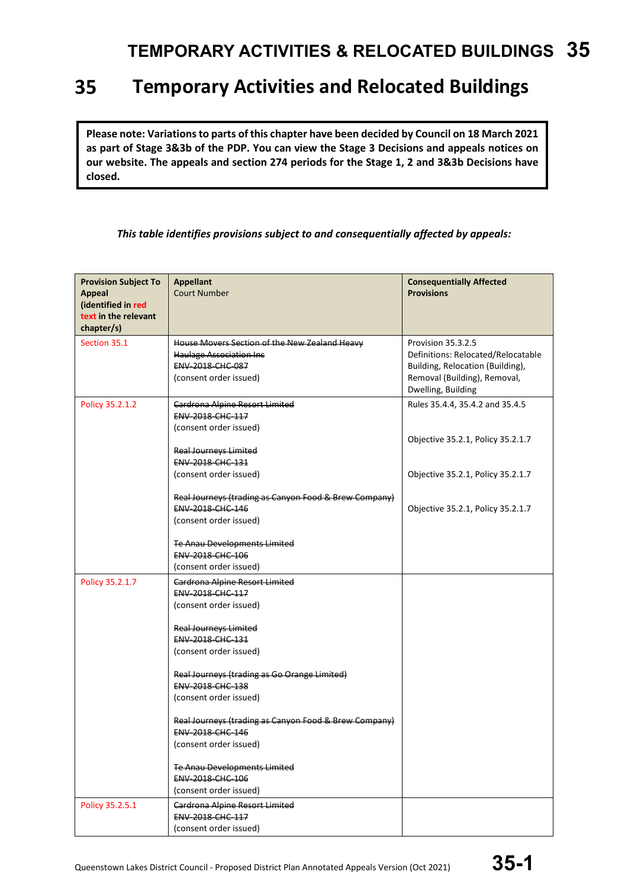# 35 Temporary Activities and Relocated Buildings

**Please note: Variations to parts of this chapter have been decided by Council on 18 March 2021 as part of Stage 3&3b of the PDP. You can view the Stage 3 Decisions and appeals notices on our website. The appeals and section 274 periods for the Stage 1, 2 and 3&3b Decisions have closed.**

*This table identifies provisions subject to and consequentially affected by appeals:*

| **Provision Subject To Appeal (identified in red text in the relevant chapter/s)** | **Appellant** Court Number | **Consequentially Affected Provisions** |
|---|---|---|
| Section 35.1 | ~~House Movers Section of the New Zealand Heavy Haulage Association Inc~~ ~~ENV-2018-CHC-087~~ (consent order issued) | Provision 35.3.2.5 Definitions: Relocated/Relocatable Building, Relocation (Building), Removal (Building), Removal, Dwelling, Building |
| Policy 35.2.1.2 | ~~Cardrona Alpine Resort Limited~~ ~~ENV-2018-CHC-117~~ (consent order issued)<br><br>~~Real Journeys Limited~~ ~~ENV-2018-CHC-131~~ (consent order issued)<br><br>~~Real Journeys (trading as Canyon Food & Brew Company)~~ ~~ENV-2018-CHC-146~~ (consent order issued)<br><br>~~Te Anau Developments Limited~~ ~~ENV-2018-CHC-106~~ (consent order issued) | Rules 35.4.4, 35.4.2 and 35.4.5<br><br>Objective 35.2.1, Policy 35.2.1.7<br><br>Objective 35.2.1, Policy 35.2.1.7<br><br>Objective 35.2.1, Policy 35.2.1.7 |
| Policy 35.2.1.7 | ~~Cardrona Alpine Resort Limited~~ ~~ENV-2018-CHC-117~~ (consent order issued)<br><br>~~Real Journeys Limited~~ ~~ENV-2018-CHC-131~~ (consent order issued)<br><br>~~Real Journeys (trading as Go Orange Limited)~~ ~~ENV-2018-CHC-138~~ (consent order issued)<br><br>~~Real Journeys (trading as Canyon Food & Brew Company)~~ ~~ENV-2018-CHC-146~~ (consent order issued)<br><br>~~Te Anau Developments Limited~~ ~~ENV-2018-CHC-106~~ (consent order issued) | |
| Policy 35.2.5.1 | ~~Cardrona Alpine Resort Limited~~ ~~ENV-2018-CHC-117~~ (consent order issued) | |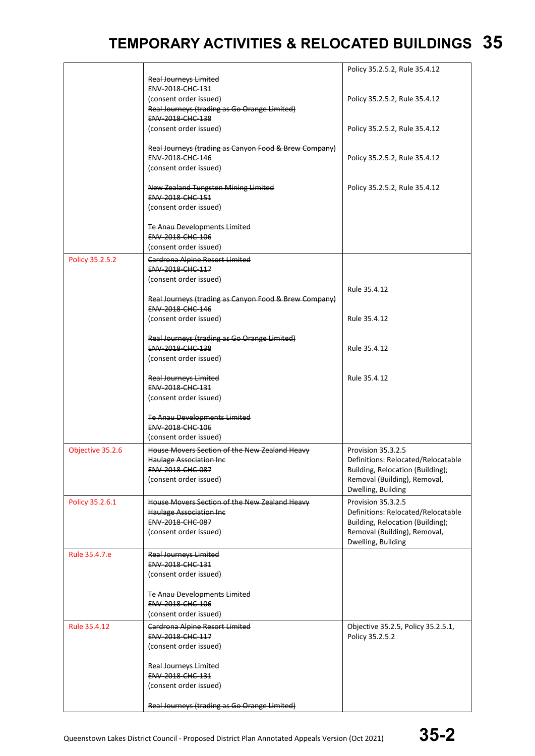# TEMPORARY ACTIVITIES & RELOCATED BUILDINGS 35

| | | |
|---|---|---|
| | ~~Real Journeys Limited~~<br>~~ENV-2018-CHC-131~~<br>(consent order issued)<br>~~Real Journeys (trading as Go Orange Limited)~~<br>~~ENV-2018-CHC-138~~<br>(consent order issued)<br><br>~~Real Journeys (trading as Canyon Food & Brew Company)~~<br>~~ENV-2018-CHC-146~~<br>(consent order issued)<br><br>~~New Zealand Tungsten Mining Limited~~<br>~~ENV-2018-CHC-151~~<br>(consent order issued)<br><br>~~Te Anau Developments Limited~~<br>~~ENV-2018-CHC-106~~<br>(consent order issued) | Policy 35.2.5.2, Rule 35.4.12<br><br>Policy 35.2.5.2, Rule 35.4.12<br><br>Policy 35.2.5.2, Rule 35.4.12<br><br>Policy 35.2.5.2, Rule 35.4.12<br><br>Policy 35.2.5.2, Rule 35.4.12 |
| Policy 35.2.5.2 | ~~Cardrona Alpine Resort Limited~~<br>~~ENV-2018-CHC-117~~<br>(consent order issued)<br><br>~~Real Journeys (trading as Canyon Food & Brew Company)~~<br>~~ENV-2018-CHC-146~~<br>(consent order issued)<br><br>~~Real Journeys (trading as Go Orange Limited)~~<br>~~ENV-2018-CHC-138~~<br>(consent order issued)<br><br>~~Real Journeys Limited~~<br>~~ENV-2018-CHC-131~~<br>(consent order issued)<br><br>~~Te Anau Developments Limited~~<br>~~ENV-2018-CHC-106~~<br>(consent order issued) | Rule 35.4.12<br><br>Rule 35.4.12<br><br>Rule 35.4.12<br><br>Rule 35.4.12 |
| Objective 35.2.6 | ~~House Movers Section of the New Zealand Heavy Haulage Association Inc~~<br>~~ENV-2018-CHC-087~~<br>(consent order issued) | Provision 35.3.2.5<br>Definitions: Relocated/Relocatable Building, Relocation (Building); Removal (Building), Removal, Dwelling, Building |
| Policy 35.2.6.1 | ~~House Movers Section of the New Zealand Heavy Haulage Association Inc~~<br>~~ENV-2018-CHC-087~~<br>(consent order issued) | Provision 35.3.2.5<br>Definitions: Relocated/Relocatable Building, Relocation (Building); Removal (Building), Removal, Dwelling, Building |
| Rule 35.4.7.e | ~~Real Journeys Limited~~<br>~~ENV-2018-CHC-131~~<br>(consent order issued)<br><br>~~Te Anau Developments Limited~~<br>~~ENV-2018-CHC-106~~<br>(consent order issued) | |
| Rule 35.4.12 | ~~Cardrona Alpine Resort Limited~~<br>~~ENV-2018-CHC-117~~<br>(consent order issued)<br><br>~~Real Journeys Limited~~<br>~~ENV-2018-CHC-131~~<br>(consent order issued)<br><br>~~Real Journeys (trading as Go Orange Limited)~~ | Objective 35.2.5, Policy 35.2.5.1, Policy 35.2.5.2 |

Queenstown Lakes District Council - Proposed District Plan Annotated Appeals Version (Oct 2021)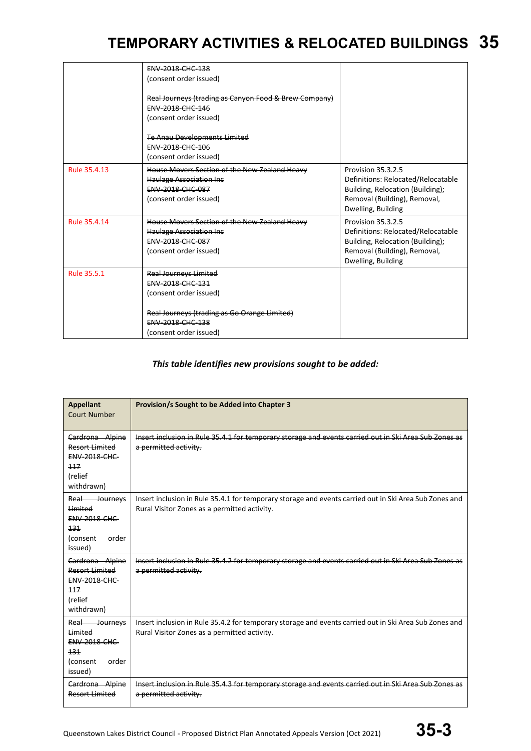| | ~~ENV-2018-CHC-138~~<br>(consent order issued)<br><br>~~Real Journeys (trading as Canyon Food & Brew Company)~~<br>~~ENV-2018-CHC-146~~<br>(consent order issued)<br><br>~~Te Anau Developments Limited~~<br>~~ENV-2018-CHC-106~~<br>(consent order issued) | |
|---|---|---|
| Rule 35.4.13 | ~~House Movers Section of the New Zealand Heavy Haulage Association Inc~~<br>~~ENV-2018-CHC-087~~<br>(consent order issued) | Provision 35.3.2.5<br>Definitions: Relocated/Relocatable Building, Relocation (Building); Removal (Building), Removal, Dwelling, Building |
| Rule 35.4.14 | ~~House Movers Section of the New Zealand Heavy Haulage Association Inc~~<br>~~ENV-2018-CHC-087~~<br>(consent order issued) | Provision 35.3.2.5<br>Definitions: Relocated/Relocatable Building, Relocation (Building); Removal (Building), Removal, Dwelling, Building |
| Rule 35.5.1 | ~~Real Journeys Limited~~<br>~~ENV-2018-CHC-131~~<br>(consent order issued)<br><br>~~Real Journeys (trading as Go Orange Limited)~~<br>~~ENV-2018-CHC-138~~<br>(consent order issued) | |

***This table identifies new provisions sought to be added:***

| **Appellant**<br>Court Number | **Provision/s Sought to be Added into Chapter 3** |
|---|---|
| ~~Cardrona Alpine Resort Limited~~<br>~~ENV-2018-CHC-117~~<br>(relief withdrawn) | ~~Insert inclusion in Rule 35.4.1 for temporary storage and events carried out in Ski Area Sub Zones as a permitted activity.~~ |
| ~~Real Journeys Limited~~<br>~~ENV-2018-CHC-131~~<br>(consent order issued) | Insert inclusion in Rule 35.4.1 for temporary storage and events carried out in Ski Area Sub Zones and Rural Visitor Zones as a permitted activity. |
| ~~Cardrona Alpine Resort Limited~~<br>~~ENV-2018-CHC-117~~<br>(relief withdrawn) | ~~Insert inclusion in Rule 35.4.2 for temporary storage and events carried out in Ski Area Sub Zones as a permitted activity.~~ |
| ~~Real Journeys Limited~~<br>~~ENV-2018-CHC-131~~<br>(consent order issued) | Insert inclusion in Rule 35.4.2 for temporary storage and events carried out in Ski Area Sub Zones and Rural Visitor Zones as a permitted activity. |
| ~~Cardrona Alpine Resort Limited~~ | ~~Insert inclusion in Rule 35.4.3 for temporary storage and events carried out in Ski Area Sub Zones as a permitted activity.~~ |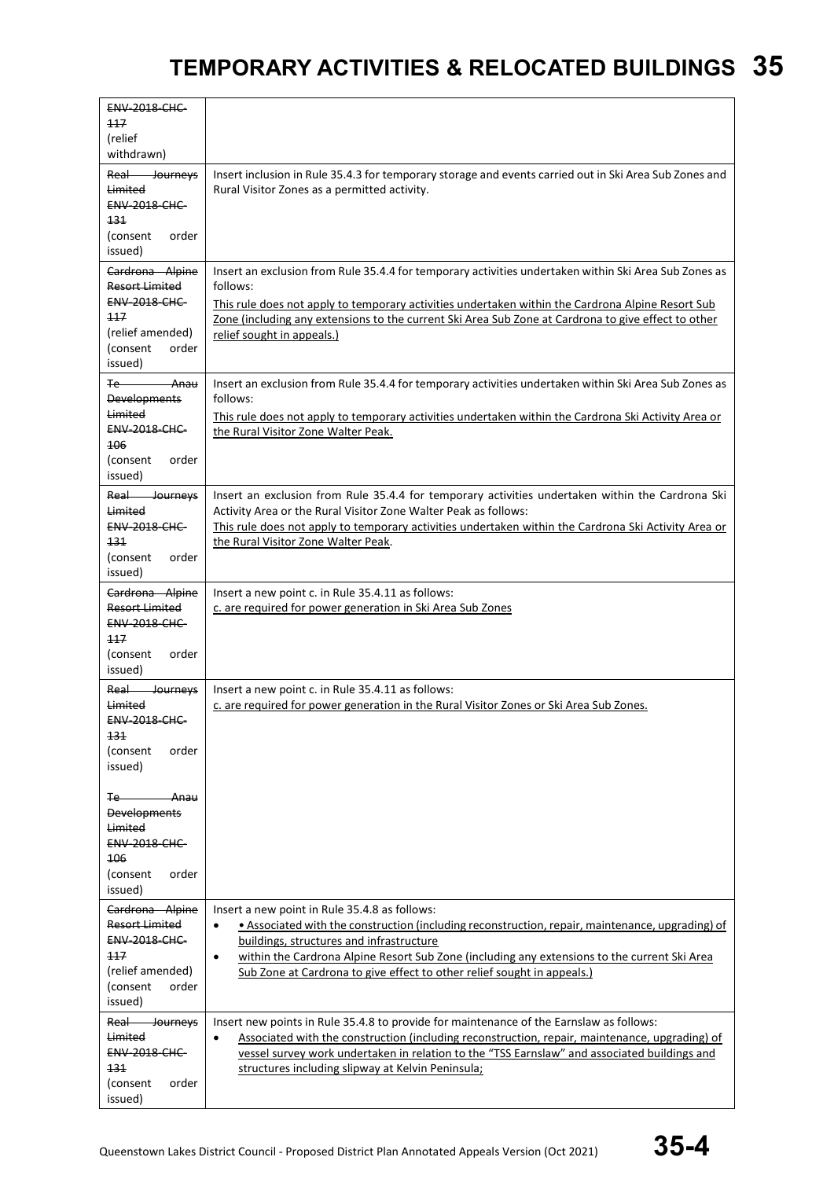| | |
|---|---|
| ~~ENV-2018-CHC-117~~ (relief withdrawn) | |
| ~~Real Journeys Limited~~ ~~ENV-2018-CHC-131~~ (consent order issued) | Insert inclusion in Rule 35.4.3 for temporary storage and events carried out in Ski Area Sub Zones and Rural Visitor Zones as a permitted activity. |
| ~~Cardrona Alpine Resort Limited~~ ~~ENV-2018-CHC-117~~ (relief amended) (consent order issued) | Insert an exclusion from Rule 35.4.4 for temporary activities undertaken within Ski Area Sub Zones as follows:<br>This rule does not apply to temporary activities undertaken within the Cardrona Alpine Resort Sub Zone (including any extensions to the current Ski Area Sub Zone at Cardrona to give effect to other relief sought in appeals.) |
| ~~Te Anau Developments Limited~~ ~~ENV-2018-CHC-106~~ (consent order issued) | Insert an exclusion from Rule 35.4.4 for temporary activities undertaken within Ski Area Sub Zones as follows:<br>This rule does not apply to temporary activities undertaken within the Cardrona Ski Activity Area or the Rural Visitor Zone Walter Peak. |
| ~~Real Journeys Limited~~ ~~ENV-2018-CHC-131~~ (consent order issued) | Insert an exclusion from Rule 35.4.4 for temporary activities undertaken within the Cardrona Ski Activity Area or the Rural Visitor Zone Walter Peak as follows:<br>This rule does not apply to temporary activities undertaken within the Cardrona Ski Activity Area or the Rural Visitor Zone Walter Peak. |
| ~~Cardrona Alpine Resort Limited~~ ~~ENV-2018-CHC-117~~ (consent order issued) | Insert a new point c. in Rule 35.4.11 as follows:<br>c. are required for power generation in Ski Area Sub Zones |
| ~~Real Journeys Limited~~ ~~ENV-2018-CHC-131~~ (consent order issued)<br><br>~~Te Anau Developments Limited~~ ~~ENV-2018-CHC-106~~ (consent order issued) | Insert a new point c. in Rule 35.4.11 as follows:<br>c. are required for power generation in the Rural Visitor Zones or Ski Area Sub Zones. |
| ~~Cardrona Alpine Resort Limited~~ ~~ENV-2018-CHC-117~~ (relief amended) (consent order issued) | Insert a new point in Rule 35.4.8 as follows:<br>• • Associated with the construction (including reconstruction, repair, maintenance, upgrading) of buildings, structures and infrastructure<br>• within the Cardrona Alpine Resort Sub Zone (including any extensions to the current Ski Area Sub Zone at Cardrona to give effect to other relief sought in appeals.) |
| ~~Real Journeys Limited~~ ~~ENV-2018-CHC-131~~ (consent order issued) | Insert new points in Rule 35.4.8 to provide for maintenance of the Earnslaw as follows:<br>• Associated with the construction (including reconstruction, repair, maintenance, upgrading) of vessel survey work undertaken in relation to the "TSS Earnslaw" and associated buildings and structures including slipway at Kelvin Peninsula; |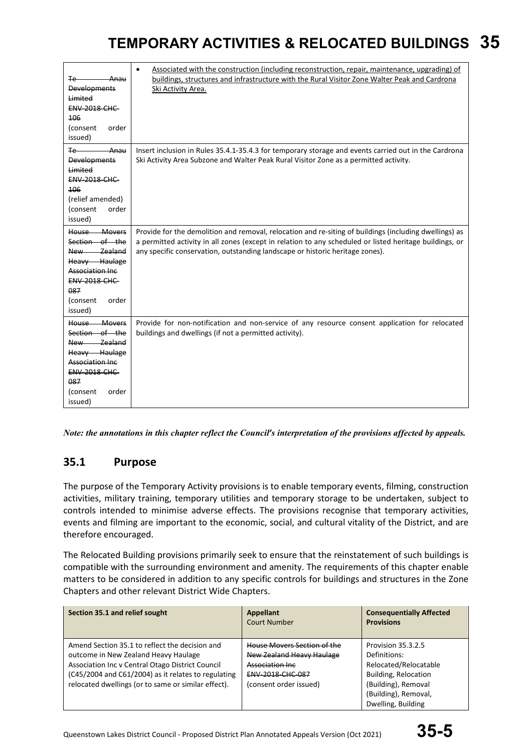| | |
|---|---|
| ~~Te Anau Developments Limited ENV-2018-CHC-106~~ (consent order issued) | • <u>Associated with the construction (including reconstruction, repair, maintenance, upgrading) of buildings, structures and infrastructure with the Rural Visitor Zone Walter Peak and Cardrona Ski Activity Area.</u> |
| ~~Te Anau Developments Limited ENV-2018-CHC-106~~ (relief amended) (consent order issued) | Insert inclusion in Rules 35.4.1-35.4.3 for temporary storage and events carried out in the Cardrona Ski Activity Area Subzone and Walter Peak Rural Visitor Zone as a permitted activity. |
| ~~House Movers Section of the New Zealand Heavy Haulage Association Inc ENV-2018-CHC-087~~ (consent order issued) | Provide for the demolition and removal, relocation and re-siting of buildings (including dwellings) as a permitted activity in all zones (except in relation to any scheduled or listed heritage buildings, or any specific conservation, outstanding landscape or historic heritage zones). |
| ~~House Movers Section of the New Zealand Heavy Haulage Association Inc ENV-2018-CHC-087~~ (consent order issued) | Provide for non-notification and non-service of any resource consent application for relocated buildings and dwellings (if not a permitted activity). |

***Note: the annotations in this chapter reflect the Council's interpretation of the provisions affected by appeals.***

## 35.1 Purpose

The purpose of the Temporary Activity provisions is to enable temporary events, filming, construction activities, military training, temporary utilities and temporary storage to be undertaken, subject to controls intended to minimise adverse effects. The provisions recognise that temporary activities, events and filming are important to the economic, social, and cultural vitality of the District, and are therefore encouraged.

The Relocated Building provisions primarily seek to ensure that the reinstatement of such buildings is compatible with the surrounding environment and amenity. The requirements of this chapter enable matters to be considered in addition to any specific controls for buildings and structures in the Zone Chapters and other relevant District Wide Chapters.

| Section 35.1 and relief sought | **Appellant** Court Number | Consequentially Affected Provisions |
|---|---|---|
| Amend Section 35.1 to reflect the decision and outcome in New Zealand Heavy Haulage Association Inc v Central Otago District Council (C45/2004 and C61/2004) as it relates to regulating relocated dwellings (or to same or similar effect). | ~~House Movers Section of the New Zealand Heavy Haulage Association Inc ENV-2018-CHC-087~~ (consent order issued) | Provision 35.3.2.5 Definitions: Relocated/Relocatable Building, Relocation (Building), Removal (Building), Removal, Dwelling, Building |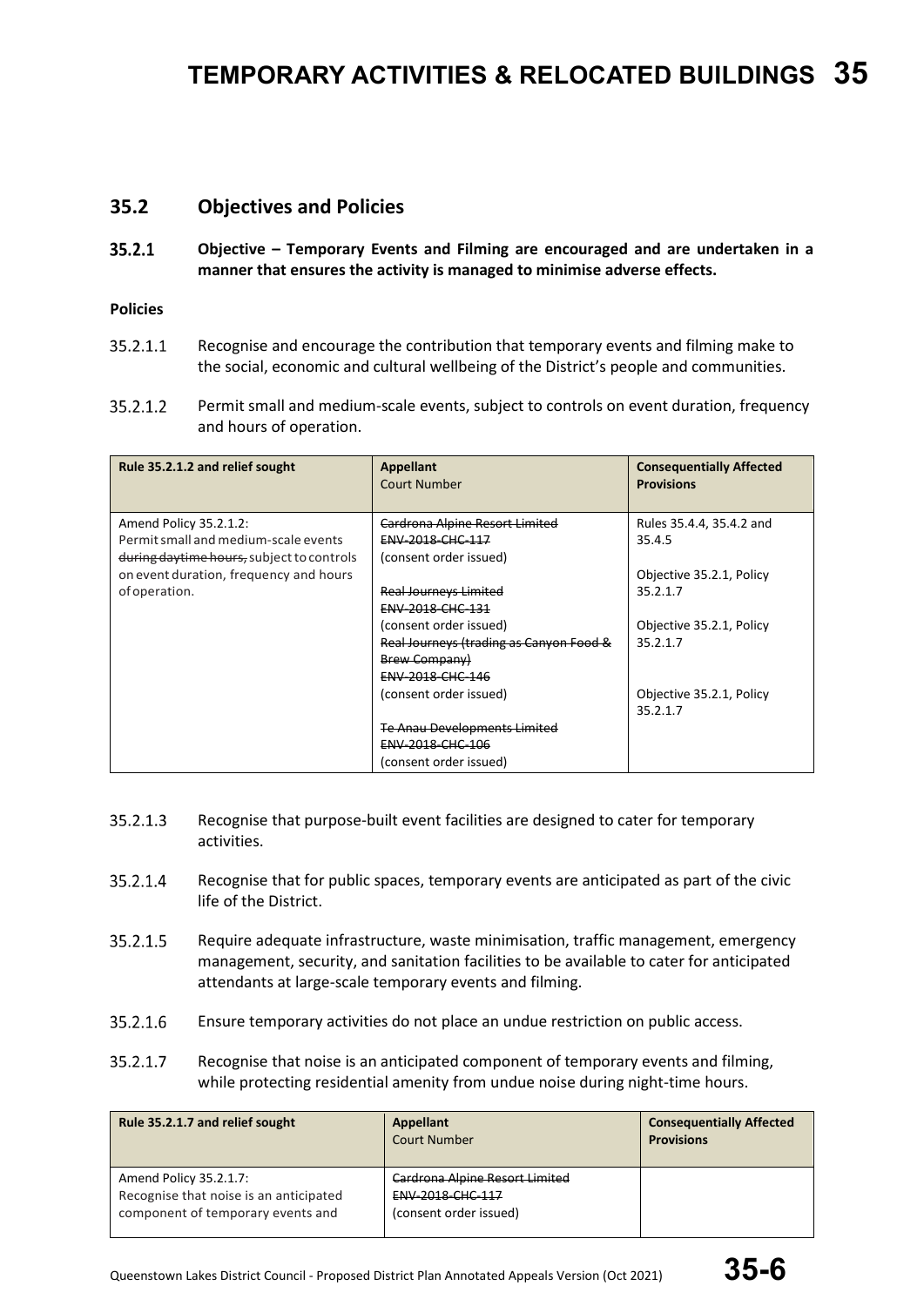## 35.2 Objectives and Policies

**35.2.1 Objective – Temporary Events and Filming are encouraged and are undertaken in a manner that ensures the activity is managed to minimise adverse effects.**

**Policies**

35.2.1.1 Recognise and encourage the contribution that temporary events and filming make to the social, economic and cultural wellbeing of the District's people and communities.

35.2.1.2 Permit small and medium-scale events, subject to controls on event duration, frequency and hours of operation.

| Rule 35.2.1.2 and relief sought | Appellant<br>Court Number | Consequentially Affected Provisions |
|---|---|---|
| Amend Policy 35.2.1.2:<br>Permit small and medium-scale events ~~during daytime hours,~~ subject to controls on event duration, frequency and hours of operation. | ~~Cardrona Alpine Resort Limited~~<br>~~ENV-2018-CHC-117~~<br>(consent order issued)<br><br>~~Real Journeys Limited~~<br>~~ENV-2018-CHC-131~~<br>(consent order issued)<br>~~Real Journeys (trading as Canyon Food & Brew Company)~~<br>~~ENV-2018-CHC-146~~<br>(consent order issued)<br><br>~~Te Anau Developments Limited~~<br>~~ENV-2018-CHC-106~~<br>(consent order issued) | Rules 35.4.4, 35.4.2 and 35.4.5<br><br>Objective 35.2.1, Policy 35.2.1.7<br><br>Objective 35.2.1, Policy 35.2.1.7<br><br>Objective 35.2.1, Policy 35.2.1.7 |

35.2.1.3 Recognise that purpose-built event facilities are designed to cater for temporary activities.

35.2.1.4 Recognise that for public spaces, temporary events are anticipated as part of the civic life of the District.

35.2.1.5 Require adequate infrastructure, waste minimisation, traffic management, emergency management, security, and sanitation facilities to be available to cater for anticipated attendants at large-scale temporary events and filming.

35.2.1.6 Ensure temporary activities do not place an undue restriction on public access.

35.2.1.7 Recognise that noise is an anticipated component of temporary events and filming, while protecting residential amenity from undue noise during night-time hours.

| Rule 35.2.1.7 and relief sought | Appellant<br>Court Number | Consequentially Affected Provisions |
|---|---|---|
| Amend Policy 35.2.1.7:<br>Recognise that noise is an anticipated component of temporary events and | ~~Cardrona Alpine Resort Limited~~<br>~~ENV-2018-CHC-117~~<br>(consent order issued) | |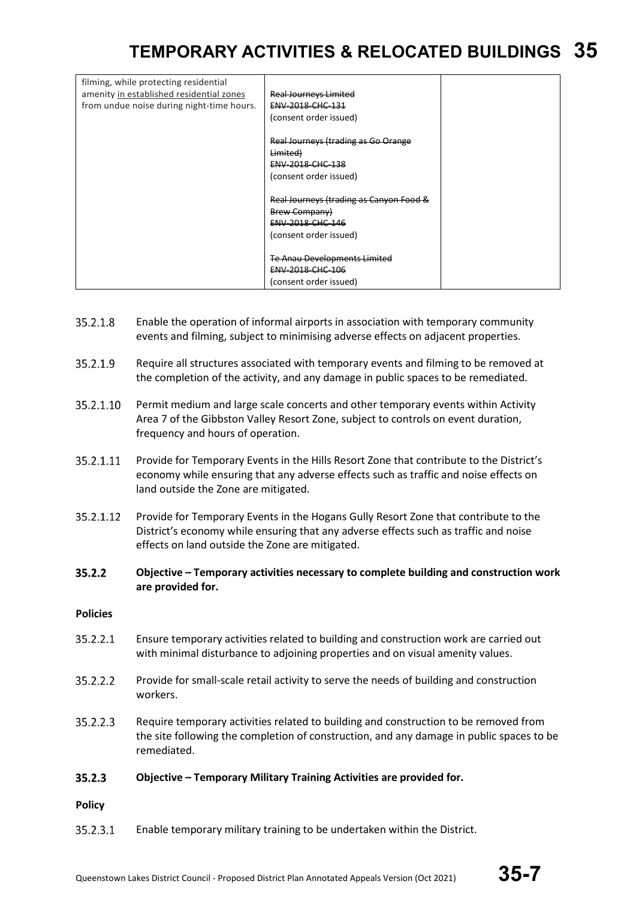| | | |
|---|---|---|
| filming, while protecting residential amenity <u>in established residential zones</u> from undue noise during night-time hours. | ~~Real Journeys Limited~~<br>~~ENV-2018-CHC-131~~<br>(consent order issued)<br><br>~~Real Journeys (trading as Go Orange Limited)~~<br>~~ENV-2018-CHC-138~~<br>(consent order issued)<br><br>~~Real Journeys (trading as Canyon Food & Brew Company)~~<br>~~ENV-2018-CHC-146~~<br>(consent order issued)<br><br>~~Te Anau Developments Limited~~<br>~~ENV-2018-CHC-106~~<br>(consent order issued) | |

35.2.1.8 Enable the operation of informal airports in association with temporary community events and filming, subject to minimising adverse effects on adjacent properties.

35.2.1.9 Require all structures associated with temporary events and filming to be removed at the completion of the activity, and any damage in public spaces to be remediated.

35.2.1.10 Permit medium and large scale concerts and other temporary events within Activity Area 7 of the Gibbston Valley Resort Zone, subject to controls on event duration, frequency and hours of operation.

35.2.1.11 Provide for Temporary Events in the Hills Resort Zone that contribute to the District's economy while ensuring that any adverse effects such as traffic and noise effects on land outside the Zone are mitigated.

35.2.1.12 Provide for Temporary Events in the Hogans Gully Resort Zone that contribute to the District's economy while ensuring that any adverse effects such as traffic and noise effects on land outside the Zone are mitigated.

**35.2.2 Objective – Temporary activities necessary to complete building and construction work are provided for.**

**Policies**

35.2.2.1 Ensure temporary activities related to building and construction work are carried out with minimal disturbance to adjoining properties and on visual amenity values.

35.2.2.2 Provide for small-scale retail activity to serve the needs of building and construction workers.

35.2.2.3 Require temporary activities related to building and construction to be removed from the site following the completion of construction, and any damage in public spaces to be remediated.

**35.2.3 Objective – Temporary Military Training Activities are provided for.**

**Policy**

35.2.3.1 Enable temporary military training to be undertaken within the District.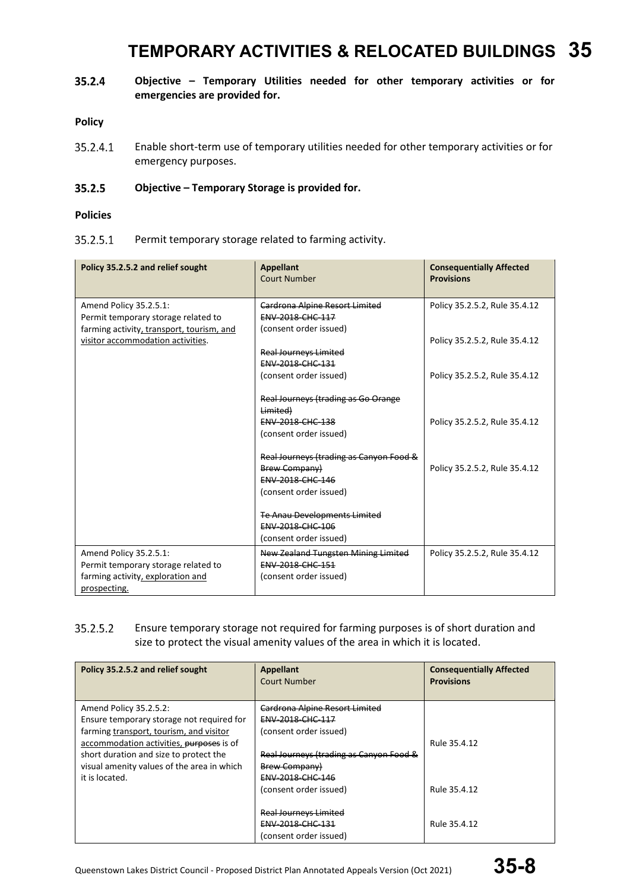# TEMPORARY ACTIVITIES & RELOCATED BUILDINGS 35

**35.2.4 Objective – Temporary Utilities needed for other temporary activities or for emergencies are provided for.**

**Policy**

35.2.4.1 Enable short-term use of temporary utilities needed for other temporary activities or for emergency purposes.

**35.2.5 Objective – Temporary Storage is provided for.**

**Policies**

35.2.5.1 Permit temporary storage related to farming activity.

| Policy 35.2.5.2 and relief sought | Appellant<br>Court Number | Consequentially Affected Provisions |
|---|---|---|
| Amend Policy 35.2.5.1:<br>Permit temporary storage related to farming activity<u>, transport, tourism, and visitor accommodation activities</u>. | ~~Cardrona Alpine Resort Limited~~<br>~~ENV-2018-CHC-117~~<br>(consent order issued)<br><br>~~Real Journeys Limited~~<br>~~ENV-2018-CHC-131~~<br>(consent order issued)<br><br>~~Real Journeys (trading as Go Orange Limited)~~<br>~~ENV-2018-CHC-138~~<br>(consent order issued)<br><br>~~Real Journeys (trading as Canyon Food & Brew Company)~~<br>~~ENV-2018-CHC-146~~<br>(consent order issued)<br><br>~~Te Anau Developments Limited~~<br>~~ENV-2018-CHC-106~~<br>(consent order issued) | Policy 35.2.5.2, Rule 35.4.12<br><br>Policy 35.2.5.2, Rule 35.4.12<br><br>Policy 35.2.5.2, Rule 35.4.12<br><br>Policy 35.2.5.2, Rule 35.4.12<br><br>Policy 35.2.5.2, Rule 35.4.12 |
| Amend Policy 35.2.5.1:<br>Permit temporary storage related to farming activity<u>, exploration and prospecting.</u> | ~~New Zealand Tungsten Mining Limited~~<br>~~ENV-2018-CHC-151~~<br>(consent order issued) | Policy 35.2.5.2, Rule 35.4.12 |

35.2.5.2 Ensure temporary storage not required for farming purposes is of short duration and size to protect the visual amenity values of the area in which it is located.

| Policy 35.2.5.2 and relief sought | Appellant<br>Court Number | Consequentially Affected Provisions |
|---|---|---|
| Amend Policy 35.2.5.2:<br>Ensure temporary storage not required for farming <u>transport, tourism, and visitor accommodation activities,</u> ~~purposes~~ is of short duration and size to protect the visual amenity values of the area in which it is located. | ~~Cardrona Alpine Resort Limited~~<br>~~ENV-2018-CHC-117~~<br>(consent order issued)<br><br>~~Real Journeys (trading as Canyon Food & Brew Company)~~<br>~~ENV-2018-CHC-146~~<br>(consent order issued)<br><br>~~Real Journeys Limited~~<br>~~ENV-2018-CHC-131~~<br>(consent order issued) | Rule 35.4.12<br><br>Rule 35.4.12<br><br>Rule 35.4.12 |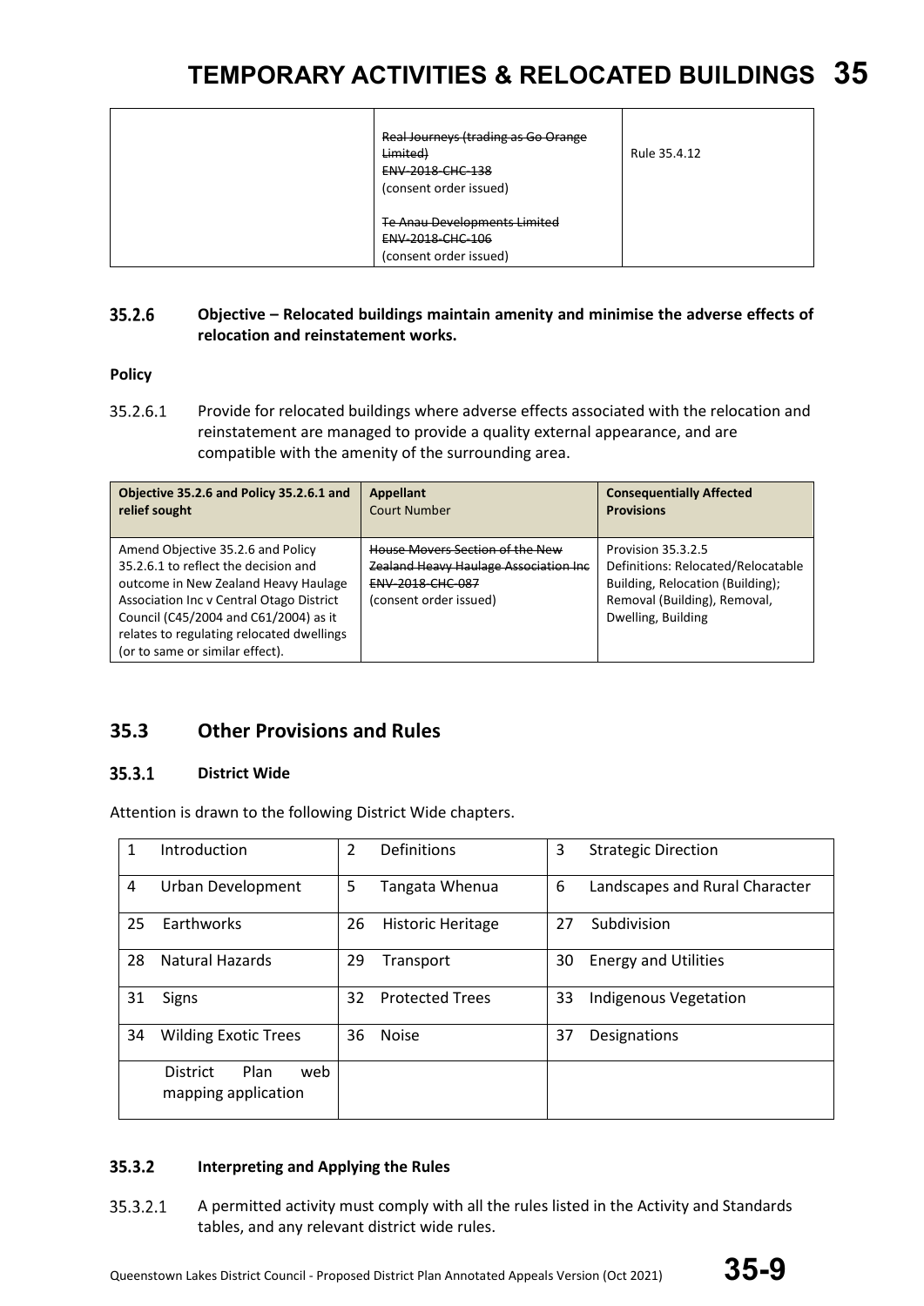| | ~~Real Journeys (trading as Go Orange Limited)~~<br>~~ENV-2018-CHC-138~~<br>(consent order issued)<br><br>~~Te Anau Developments Limited~~<br>~~ENV-2018-CHC-106~~<br>(consent order issued) | Rule 35.4.12 |
|---|---|---|

### 35.2.6 Objective – Relocated buildings maintain amenity and minimise the adverse effects of relocation and reinstatement works.

**Policy**

35.2.6.1 Provide for relocated buildings where adverse effects associated with the relocation and reinstatement are managed to provide a quality external appearance, and are compatible with the amenity of the surrounding area.

| Objective 35.2.6 and Policy 35.2.6.1 and relief sought | Appellant<br>Court Number | Consequentially Affected Provisions |
|---|---|---|
| Amend Objective 35.2.6 and Policy 35.2.6.1 to reflect the decision and outcome in New Zealand Heavy Haulage Association Inc v Central Otago District Council (C45/2004 and C61/2004) as it relates to regulating relocated dwellings (or to same or similar effect). | ~~House Movers Section of the New Zealand Heavy Haulage Association Inc~~<br>~~ENV-2018-CHC-087~~<br>(consent order issued) | Provision 35.3.2.5<br>Definitions: Relocated/Relocatable Building, Relocation (Building); Removal (Building), Removal, Dwelling, Building |

## 35.3 Other Provisions and Rules

### 35.3.1 District Wide

Attention is drawn to the following District Wide chapters.

| 1 Introduction | 2 Definitions | 3 Strategic Direction |
|---|---|---|
| 4 Urban Development | 5 Tangata Whenua | 6 Landscapes and Rural Character |
| 25 Earthworks | 26 Historic Heritage | 27 Subdivision |
| 28 Natural Hazards | 29 Transport | 30 Energy and Utilities |
| 31 Signs | 32 Protected Trees | 33 Indigenous Vegetation |
| 34 Wilding Exotic Trees | 36 Noise | 37 Designations |
| District Plan web mapping application | | |

### 35.3.2 Interpreting and Applying the Rules

35.3.2.1 A permitted activity must comply with all the rules listed in the Activity and Standards tables, and any relevant district wide rules.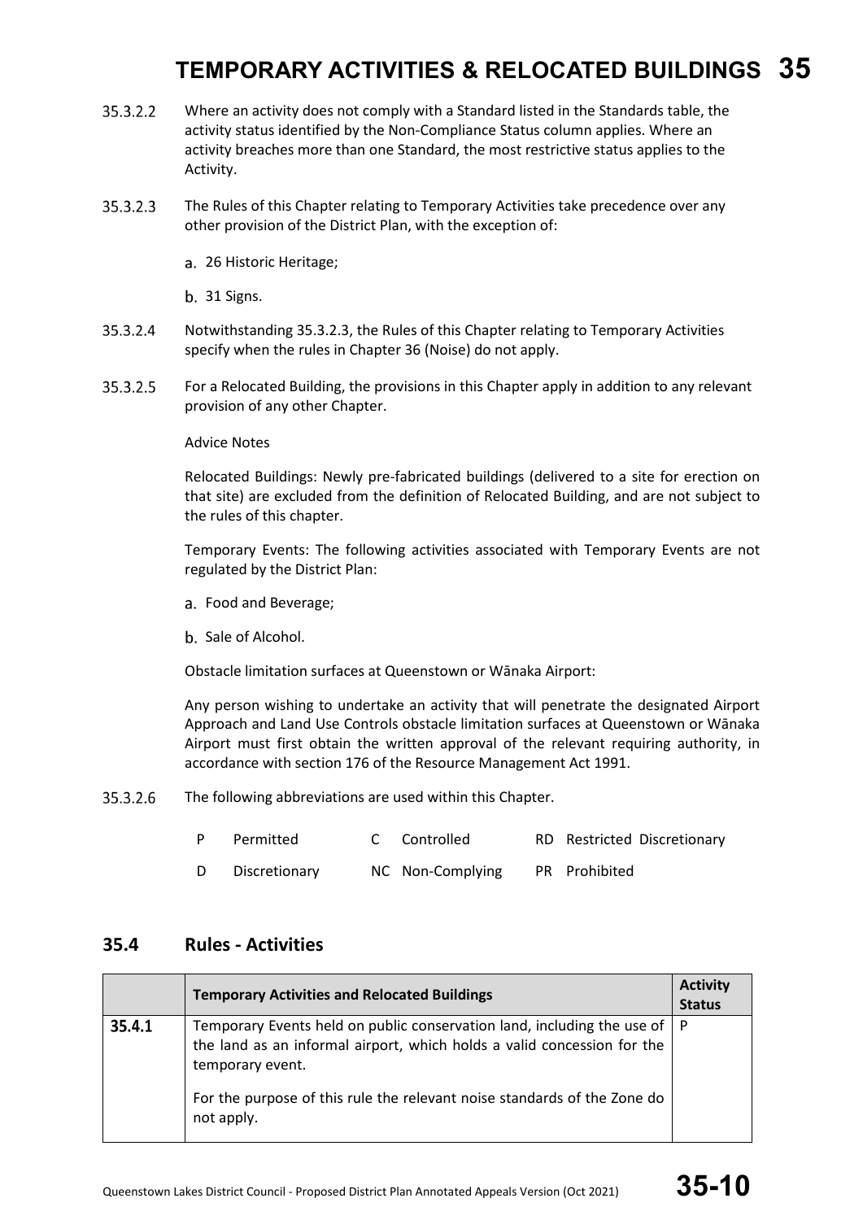35.3.2.2 Where an activity does not comply with a Standard listed in the Standards table, the activity status identified by the Non-Compliance Status column applies. Where an activity breaches more than one Standard, the most restrictive status applies to the Activity.

35.3.2.3 The Rules of this Chapter relating to Temporary Activities take precedence over any other provision of the District Plan, with the exception of:

a. 26 Historic Heritage;

b. 31 Signs.

35.3.2.4 Notwithstanding 35.3.2.3, the Rules of this Chapter relating to Temporary Activities specify when the rules in Chapter 36 (Noise) do not apply.

35.3.2.5 For a Relocated Building, the provisions in this Chapter apply in addition to any relevant provision of any other Chapter.

Advice Notes

Relocated Buildings: Newly pre-fabricated buildings (delivered to a site for erection on that site) are excluded from the definition of Relocated Building, and are not subject to the rules of this chapter.

Temporary Events: The following activities associated with Temporary Events are not regulated by the District Plan:

a. Food and Beverage;

b. Sale of Alcohol.

Obstacle limitation surfaces at Queenstown or Wānaka Airport:

Any person wishing to undertake an activity that will penetrate the designated Airport Approach and Land Use Controls obstacle limitation surfaces at Queenstown or Wānaka Airport must first obtain the written approval of the relevant requiring authority, in accordance with section 176 of the Resource Management Act 1991.

35.3.2.6 The following abbreviations are used within this Chapter.

| | | | | | |
|---|---|---|---|---|---|
| P | Permitted | C | Controlled | RD | Restricted Discretionary |
| D | Discretionary | NC | Non-Complying | PR | Prohibited |

## 35.4 Rules - Activities

| | Temporary Activities and Relocated Buildings | Activity Status |
|---|---|---|
| **35.4.1** | Temporary Events held on public conservation land, including the use of the land as an informal airport, which holds a valid concession for the temporary event.<br><br>For the purpose of this rule the relevant noise standards of the Zone do not apply. | P |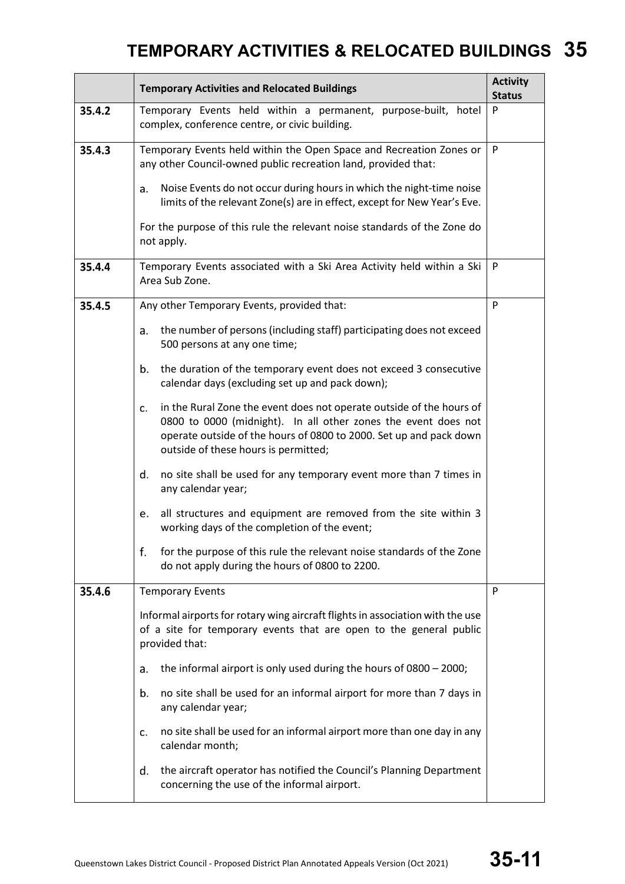|  | Temporary Activities and Relocated Buildings | Activity Status |
|---|---|---|
| 35.4.2 | Temporary Events held within a permanent, purpose-built, hotel complex, conference centre, or civic building. | P |
| 35.4.3 | Temporary Events held within the Open Space and Recreation Zones or any other Council-owned public recreation land, provided that:<br><br>a. Noise Events do not occur during hours in which the night-time noise limits of the relevant Zone(s) are in effect, except for New Year's Eve.<br><br>For the purpose of this rule the relevant noise standards of the Zone do not apply. | P |
| 35.4.4 | Temporary Events associated with a Ski Area Activity held within a Ski Area Sub Zone. | P |
| 35.4.5 | Any other Temporary Events, provided that:<br><br>a. the number of persons (including staff) participating does not exceed 500 persons at any one time;<br><br>b. the duration of the temporary event does not exceed 3 consecutive calendar days (excluding set up and pack down);<br><br>c. in the Rural Zone the event does not operate outside of the hours of 0800 to 0000 (midnight). In all other zones the event does not operate outside of the hours of 0800 to 2000. Set up and pack down outside of these hours is permitted;<br><br>d. no site shall be used for any temporary event more than 7 times in any calendar year;<br><br>e. all structures and equipment are removed from the site within 3 working days of the completion of the event;<br><br>f. for the purpose of this rule the relevant noise standards of the Zone do not apply during the hours of 0800 to 2200. | P |
| 35.4.6 | Temporary Events<br><br>Informal airports for rotary wing aircraft flights in association with the use of a site for temporary events that are open to the general public provided that:<br><br>a. the informal airport is only used during the hours of 0800 – 2000;<br><br>b. no site shall be used for an informal airport for more than 7 days in any calendar year;<br><br>c. no site shall be used for an informal airport more than one day in any calendar month;<br><br>d. the aircraft operator has notified the Council's Planning Department concerning the use of the informal airport. | P |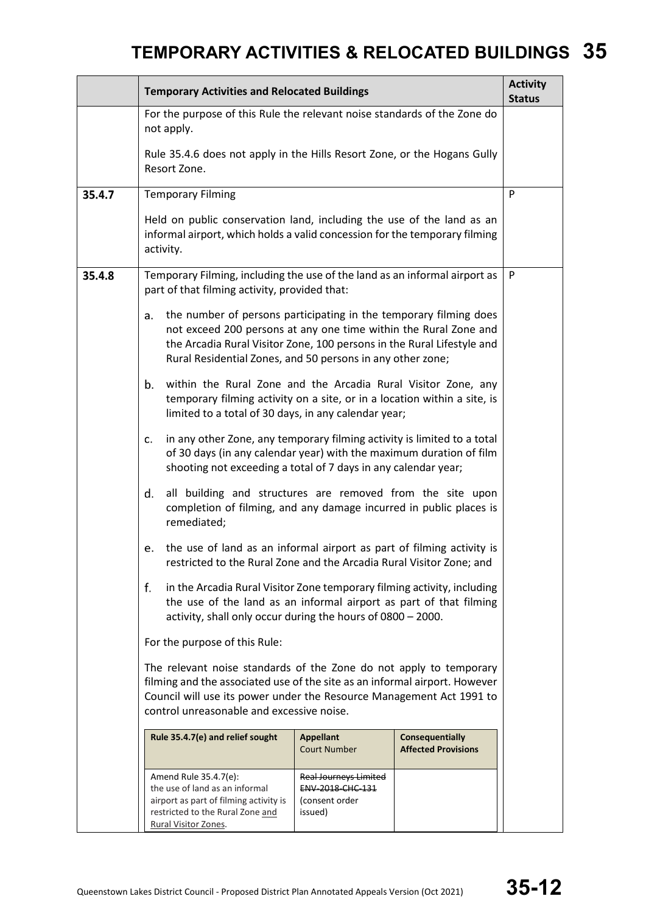| | Temporary Activities and Relocated Buildings | Activity Status |
|---|---|---|
| | For the purpose of this Rule the relevant noise standards of the Zone do not apply.<br><br>Rule 35.4.6 does not apply in the Hills Resort Zone, or the Hogans Gully Resort Zone. | |
| 35.4.7 | Temporary Filming<br><br>Held on public conservation land, including the use of the land as an informal airport, which holds a valid concession for the temporary filming activity. | P |
| 35.4.8 | Temporary Filming, including the use of the land as an informal airport as part of that filming activity, provided that:<br><br>a. the number of persons participating in the temporary filming does not exceed 200 persons at any one time within the Rural Zone and the Arcadia Rural Visitor Zone, 100 persons in the Rural Lifestyle and Rural Residential Zones, and 50 persons in any other zone;<br><br>b. within the Rural Zone and the Arcadia Rural Visitor Zone, any temporary filming activity on a site, or in a location within a site, is limited to a total of 30 days, in any calendar year;<br><br>c. in any other Zone, any temporary filming activity is limited to a total of 30 days (in any calendar year) with the maximum duration of film shooting not exceeding a total of 7 days in any calendar year;<br><br>d. all building and structures are removed from the site upon completion of filming, and any damage incurred in public places is remediated;<br><br>e. the use of land as an informal airport as part of filming activity is restricted to the Rural Zone and the Arcadia Rural Visitor Zone; and<br><br>f. in the Arcadia Rural Visitor Zone temporary filming activity, including the use of the land as an informal airport as part of that filming activity, shall only occur during the hours of 0800 – 2000.<br><br>For the purpose of this Rule:<br><br>The relevant noise standards of the Zone do not apply to temporary filming and the associated use of the site as an informal airport. However Council will use its power under the Resource Management Act 1991 to control unreasonable and excessive noise. | P |

| Rule 35.4.7(e) and relief sought | Appellant<br>Court Number | Consequentially Affected Provisions |
|---|---|---|
| Amend Rule 35.4.7(e):<br>the use of land as an informal airport as part of filming activity is restricted to the Rural Zone and Rural Visitor Zones. | ~~Real Journeys Limited~~<br>~~ENV-2018-CHC-131~~<br>(consent order issued) | |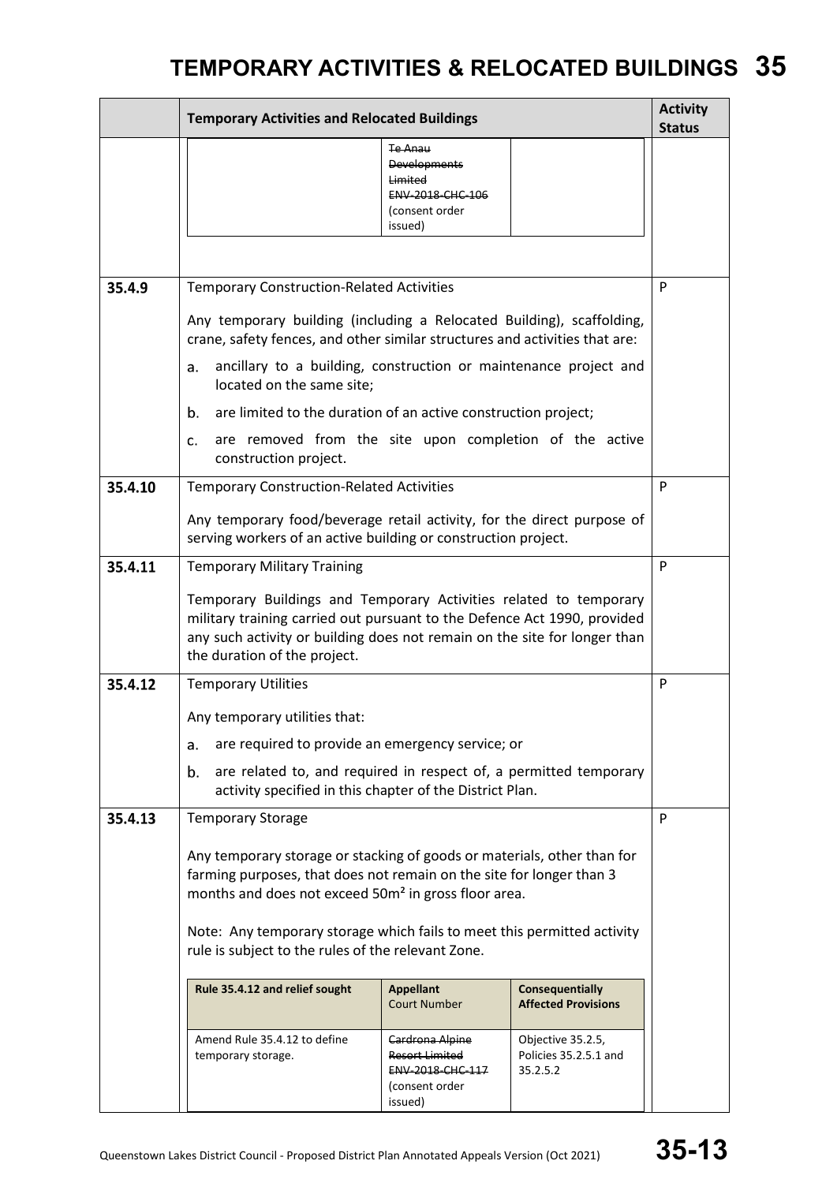| | Temporary Activities and Relocated Buildings | Activity Status |
|---|---|---|
| | ~~Te Anau Developments Limited ENV-2018-CHC-106~~ (consent order issued) | |
| **35.4.9** | Temporary Construction-Related Activities<br><br>Any temporary building (including a Relocated Building), scaffolding, crane, safety fences, and other similar structures and activities that are:<br><br>a. ancillary to a building, construction or maintenance project and located on the same site;<br><br>b. are limited to the duration of an active construction project;<br><br>c. are removed from the site upon completion of the active construction project. | P |
| **35.4.10** | Temporary Construction-Related Activities<br><br>Any temporary food/beverage retail activity, for the direct purpose of serving workers of an active building or construction project. | P |
| **35.4.11** | Temporary Military Training<br><br>Temporary Buildings and Temporary Activities related to temporary military training carried out pursuant to the Defence Act 1990, provided any such activity or building does not remain on the site for longer than the duration of the project. | P |
| **35.4.12** | Temporary Utilities<br><br>Any temporary utilities that:<br><br>a. are required to provide an emergency service; or<br><br>b. are related to, and required in respect of, a permitted temporary activity specified in this chapter of the District Plan. | P |
| **35.4.13** | Temporary Storage<br><br>Any temporary storage or stacking of goods or materials, other than for farming purposes, that does not remain on the site for longer than 3 months and does not exceed 50m² in gross floor area.<br><br>Note: Any temporary storage which fails to meet this permitted activity rule is subject to the rules of the relevant Zone. | P |

| Rule 35.4.12 and relief sought | Appellant Court Number | Consequentially Affected Provisions |
|---|---|---|
| Amend Rule 35.4.12 to define temporary storage. | ~~Cardrona Alpine Resort Limited ENV-2018-CHC-117~~ (consent order issued) | Objective 35.2.5, Policies 35.2.5.1 and 35.2.5.2 |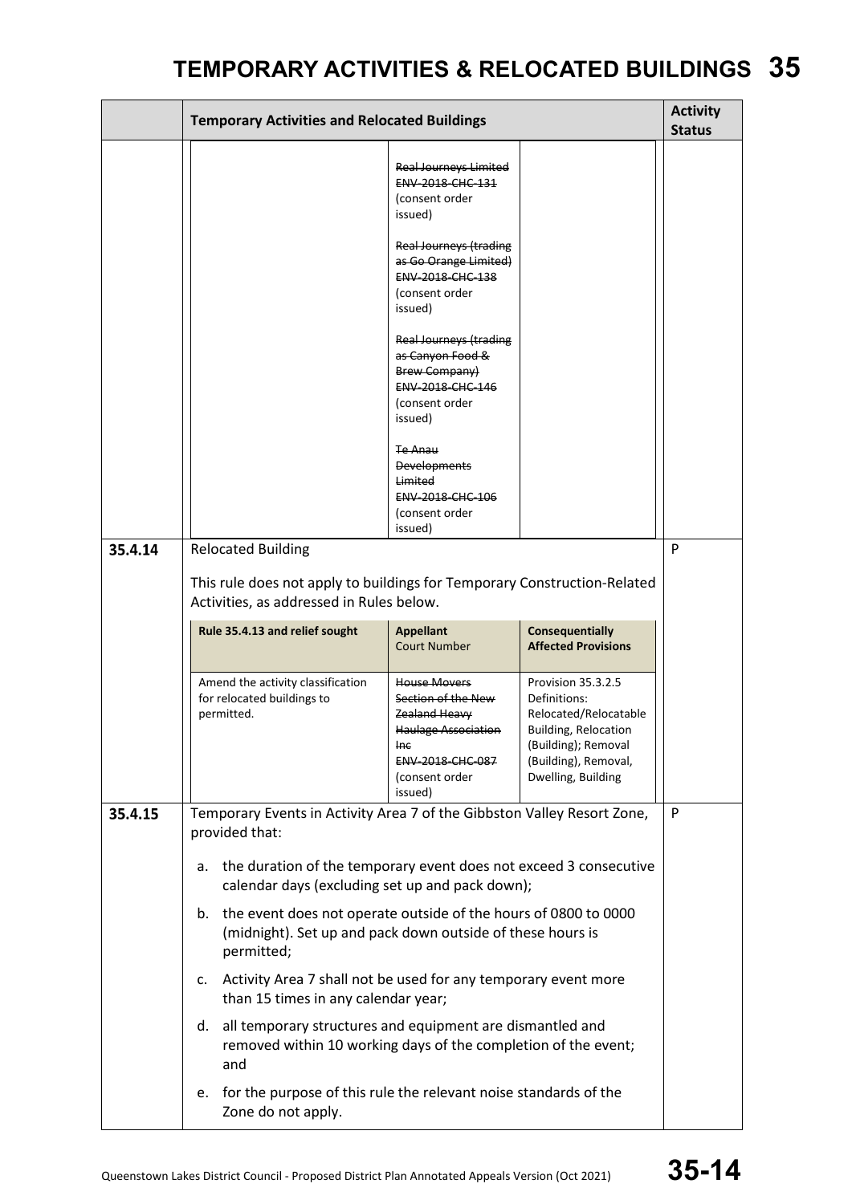| | Temporary Activities and Relocated Buildings | Activity Status |
|---|---|---|
| | ~~Real Journeys Limited ENV-2018-CHC-131~~ (consent order issued)<br><br>~~Real Journeys (trading as Go Orange Limited) ENV-2018-CHC-138~~ (consent order issued)<br><br>~~Real Journeys (trading as Canyon Food & Brew Company) ENV-2018-CHC-146~~ (consent order issued)<br><br>~~Te Anau Developments Limited ENV-2018-CHC-106~~ (consent order issued) | |
| 35.4.14 | Relocated Building<br><br>This rule does not apply to buildings for Temporary Construction-Related Activities, as addressed in Rules below.<br><br>**Rule 35.4.13 and relief sought:** Amend the activity classification for relocated buildings to permitted.<br>**Appellant / Court Number:** ~~House Movers Section of the New Zealand Heavy Haulage Association Inc ENV-2018-CHC-087~~ (consent order issued)<br>**Consequentially Affected Provisions:** Provision 35.3.2.5 Definitions: Relocated/Relocatable Building, Relocation (Building); Removal (Building), Removal, Dwelling, Building | P |
| 35.4.15 | Temporary Events in Activity Area 7 of the Gibbston Valley Resort Zone, provided that:<br><br>a. the duration of the temporary event does not exceed 3 consecutive calendar days (excluding set up and pack down);<br><br>b. the event does not operate outside of the hours of 0800 to 0000 (midnight). Set up and pack down outside of these hours is permitted;<br><br>c. Activity Area 7 shall not be used for any temporary event more than 15 times in any calendar year;<br><br>d. all temporary structures and equipment are dismantled and removed within 10 working days of the completion of the event; and<br><br>e. for the purpose of this rule the relevant noise standards of the Zone do not apply. | P |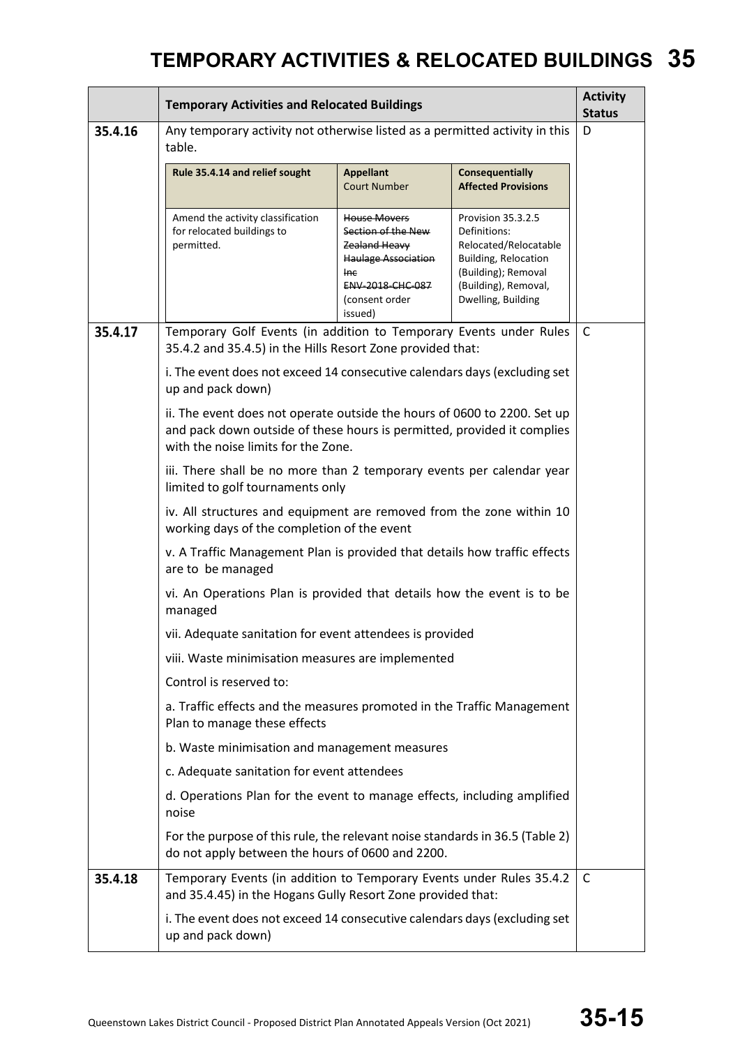| | Temporary Activities and Relocated Buildings | Activity Status |
|---|---|---|
| 35.4.16 | Any temporary activity not otherwise listed as a permitted activity in this table.<br><br>**Rule 35.4.14 and relief sought:** Amend the activity classification for relocated buildings to permitted.<br>**Appellant / Court Number:** ~~House Movers Section of the New Zealand Heavy Haulage Association Inc ENV-2018-CHC-087~~ (consent order issued)<br>**Consequentially Affected Provisions:** Provision 35.3.2.5 Definitions: Relocated/Relocatable Building, Relocation (Building); Removal (Building), Removal, Dwelling, Building | D |
| 35.4.17 | Temporary Golf Events (in addition to Temporary Events under Rules 35.4.2 and 35.4.5) in the Hills Resort Zone provided that:<br><br>i. The event does not exceed 14 consecutive calendars days (excluding set up and pack down)<br><br>ii. The event does not operate outside the hours of 0600 to 2200. Set up and pack down outside of these hours is permitted, provided it complies with the noise limits for the Zone.<br><br>iii. There shall be no more than 2 temporary events per calendar year limited to golf tournaments only<br><br>iv. All structures and equipment are removed from the zone within 10 working days of the completion of the event<br><br>v. A Traffic Management Plan is provided that details how traffic effects are to be managed<br><br>vi. An Operations Plan is provided that details how the event is to be managed<br><br>vii. Adequate sanitation for event attendees is provided<br><br>viii. Waste minimisation measures are implemented<br><br>Control is reserved to:<br><br>a. Traffic effects and the measures promoted in the Traffic Management Plan to manage these effects<br><br>b. Waste minimisation and management measures<br><br>c. Adequate sanitation for event attendees<br><br>d. Operations Plan for the event to manage effects, including amplified noise<br><br>For the purpose of this rule, the relevant noise standards in 36.5 (Table 2) do not apply between the hours of 0600 and 2200. | C |
| 35.4.18 | Temporary Events (in addition to Temporary Events under Rules 35.4.2 and 35.4.45) in the Hogans Gully Resort Zone provided that:<br><br>i. The event does not exceed 14 consecutive calendars days (excluding set up and pack down) | C |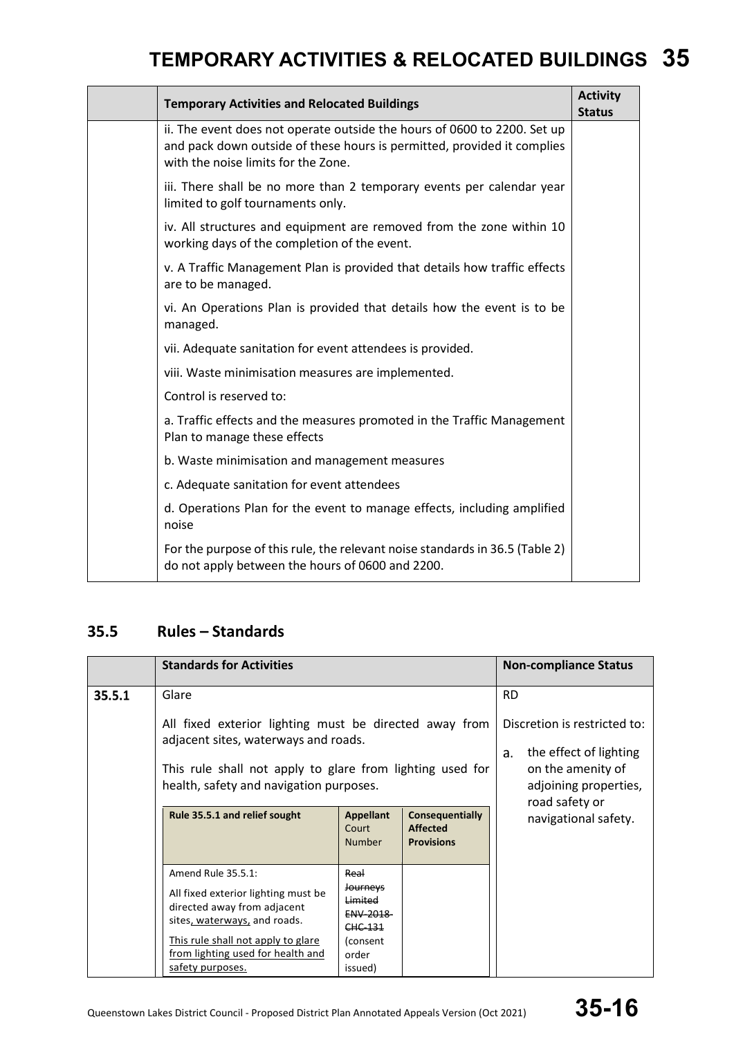| | Temporary Activities and Relocated Buildings | Activity Status |
|---|---|---|
| | ii. The event does not operate outside the hours of 0600 to 2200. Set up and pack down outside of these hours is permitted, provided it complies with the noise limits for the Zone.<br><br>iii. There shall be no more than 2 temporary events per calendar year limited to golf tournaments only.<br><br>iv. All structures and equipment are removed from the zone within 10 working days of the completion of the event.<br><br>v. A Traffic Management Plan is provided that details how traffic effects are to be managed.<br><br>vi. An Operations Plan is provided that details how the event is to be managed.<br><br>vii. Adequate sanitation for event attendees is provided.<br><br>viii. Waste minimisation measures are implemented.<br><br>Control is reserved to:<br><br>a. Traffic effects and the measures promoted in the Traffic Management Plan to manage these effects<br><br>b. Waste minimisation and management measures<br><br>c. Adequate sanitation for event attendees<br><br>d. Operations Plan for the event to manage effects, including amplified noise<br><br>For the purpose of this rule, the relevant noise standards in 36.5 (Table 2) do not apply between the hours of 0600 and 2200. | |

## 35.5 Rules – Standards

| | Standards for Activities | Non-compliance Status |
|---|---|---|
| 35.5.1 | Glare<br><br>All fixed exterior lighting must be directed away from adjacent sites, waterways and roads.<br><br>This rule shall not apply to glare from lighting used for health, safety and navigation purposes. | RD<br><br>Discretion is restricted to:<br><br>a. the effect of lighting on the amenity of adjoining properties, road safety or navigational safety. |

| Rule 35.5.1 and relief sought | Appellant Court Number | Consequentially Affected Provisions |
|---|---|---|
| Amend Rule 35.5.1:<br><br>All fixed exterior lighting must be directed away from adjacent sites, waterways, and roads.<br><br>This rule shall not apply to glare from lighting used for health and safety purposes. | ~~Real Journeys Limited ENV-2018-CHC-131~~ (consent order issued) | |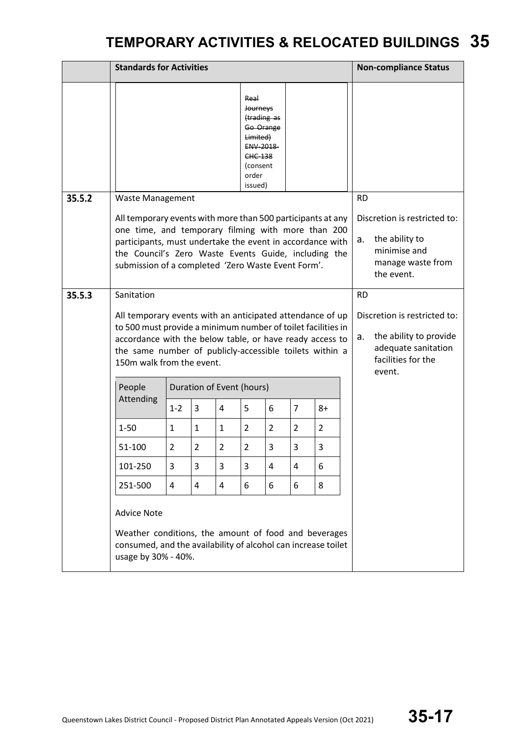# TEMPORARY ACTIVITIES & RELOCATED BUILDINGS 35

| | Standards for Activities | Non-compliance Status |
|---|---|---|
| | ~~Real Journeys (trading as Go Orange Limited) ENV-2018-CHC-138~~ (consent order issued) | |
| 35.5.2 | Waste Management<br><br>All temporary events with more than 500 participants at any one time, and temporary filming with more than 200 participants, must undertake the event in accordance with the Council's Zero Waste Events Guide, including the submission of a completed 'Zero Waste Event Form'. | RD<br><br>Discretion is restricted to:<br><br>a. the ability to minimise and manage waste from the event. |
| 35.5.3 | Sanitation<br><br>All temporary events with an anticipated attendance of up to 500 must provide a minimum number of toilet facilities in accordance with the below table, or have ready access to the same number of publicly-accessible toilets within a 150m walk from the event.<br><br>(see table below)<br><br>Advice Note<br><br>Weather conditions, the amount of food and beverages consumed, and the availability of alcohol can increase toilet usage by 30% - 40%. | RD<br><br>Discretion is restricted to:<br><br>a. the ability to provide adequate sanitation facilities for the event. |

| People Attending | Duration of Event (hours) | | | | | | |
|---|---|---|---|---|---|---|---|
| | 1-2 | 3 | 4 | 5 | 6 | 7 | 8+ |
| 1-50 | 1 | 1 | 1 | 2 | 2 | 2 | 2 |
| 51-100 | 2 | 2 | 2 | 2 | 3 | 3 | 3 |
| 101-250 | 3 | 3 | 3 | 3 | 4 | 4 | 6 |
| 251-500 | 4 | 4 | 4 | 6 | 6 | 6 | 8 |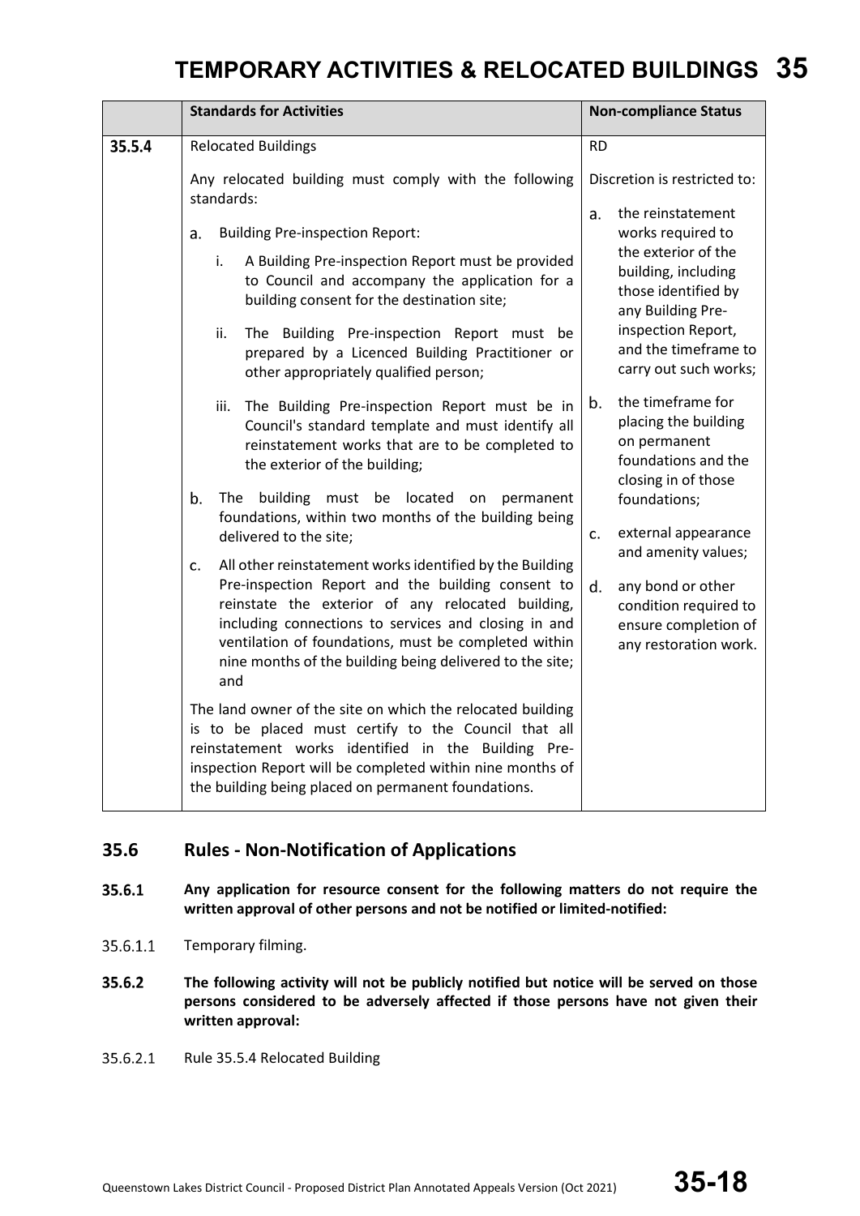| | Standards for Activities | Non-compliance Status |
|---|---|---|
| 35.5.4 | Relocated Buildings<br><br>Any relocated building must comply with the following standards:<br><br>a. Building Pre-inspection Report:<br><br>i. A Building Pre-inspection Report must be provided to Council and accompany the application for a building consent for the destination site;<br><br>ii. The Building Pre-inspection Report must be prepared by a Licenced Building Practitioner or other appropriately qualified person;<br><br>iii. The Building Pre-inspection Report must be in Council's standard template and must identify all reinstatement works that are to be completed to the exterior of the building;<br><br>b. The building must be located on permanent foundations, within two months of the building being delivered to the site;<br><br>c. All other reinstatement works identified by the Building Pre-inspection Report and the building consent to reinstate the exterior of any relocated building, including connections to services and closing in and ventilation of foundations, must be completed within nine months of the building being delivered to the site; and<br><br>The land owner of the site on which the relocated building is to be placed must certify to the Council that all reinstatement works identified in the Building Pre-inspection Report will be completed within nine months of the building being placed on permanent foundations. | RD<br><br>Discretion is restricted to:<br><br>a. the reinstatement works required to the exterior of the building, including those identified by any Building Pre-inspection Report, and the timeframe to carry out such works;<br><br>b. the timeframe for placing the building on permanent foundations and the closing in of those foundations;<br><br>c. external appearance and amenity values;<br><br>d. any bond or other condition required to ensure completion of any restoration work. |

## 35.6 Rules - Non-Notification of Applications

**35.6.1 Any application for resource consent for the following matters do not require the written approval of other persons and not be notified or limited-notified:**

35.6.1.1 Temporary filming.

**35.6.2 The following activity will not be publicly notified but notice will be served on those persons considered to be adversely affected if those persons have not given their written approval:**

35.6.2.1 Rule 35.5.4 Relocated Building